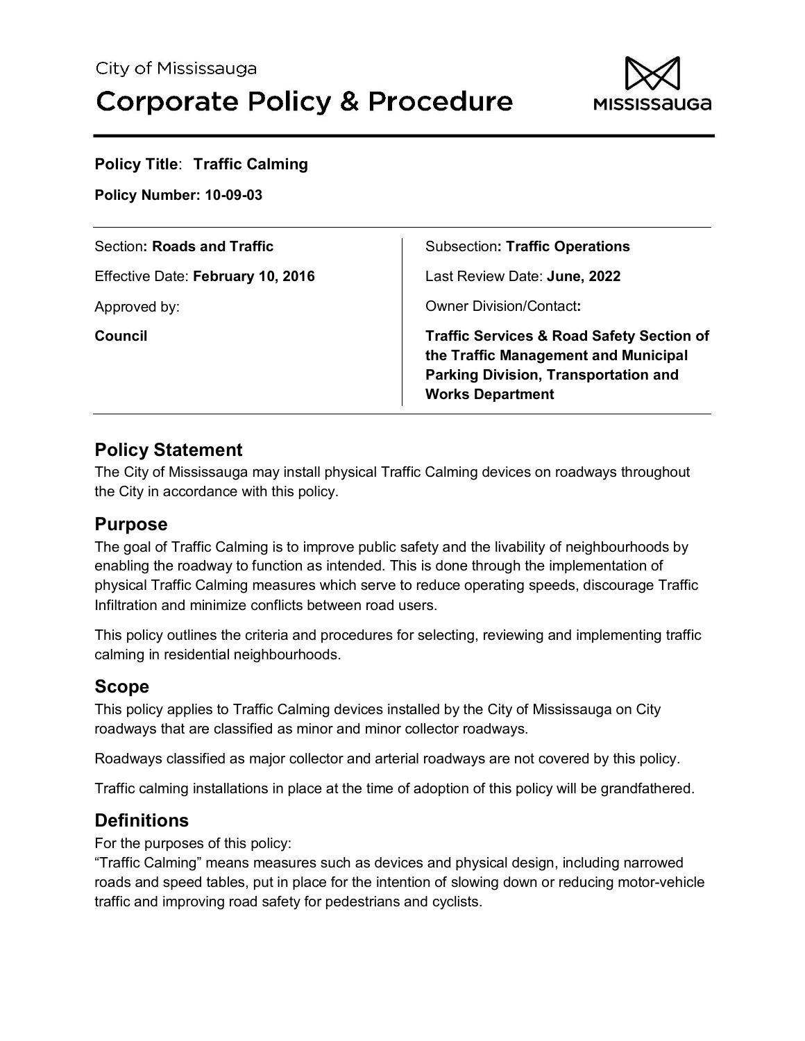City of Mississauga

# Corporate Policy & Procedure

**Policy Title**: **Traffic Calming**

**Policy Number: 10-09-03**

| | |
|---|---|
| Section**: Roads and Traffic** | Subsection**: Traffic Operations** |
| Effective Date: **February 10, 2016** | Last Review Date: **June, 2022** |
| Approved by: | Owner Division/Contact**:** |
| **Council** | **Traffic Services & Road Safety Section of the Traffic Management and Municipal Parking Division, Transportation and Works Department** |

## Policy Statement

The City of Mississauga may install physical Traffic Calming devices on roadways throughout the City in accordance with this policy.

## Purpose

The goal of Traffic Calming is to improve public safety and the livability of neighbourhoods by enabling the roadway to function as intended. This is done through the implementation of physical Traffic Calming measures which serve to reduce operating speeds, discourage Traffic Infiltration and minimize conflicts between road users.

This policy outlines the criteria and procedures for selecting, reviewing and implementing traffic calming in residential neighbourhoods.

## Scope

This policy applies to Traffic Calming devices installed by the City of Mississauga on City roadways that are classified as minor and minor collector roadways.

Roadways classified as major collector and arterial roadways are not covered by this policy.

Traffic calming installations in place at the time of adoption of this policy will be grandfathered.

## Definitions

For the purposes of this policy:

"Traffic Calming" means measures such as devices and physical design, including narrowed roads and speed tables, put in place for the intention of slowing down or reducing motor-vehicle traffic and improving road safety for pedestrians and cyclists.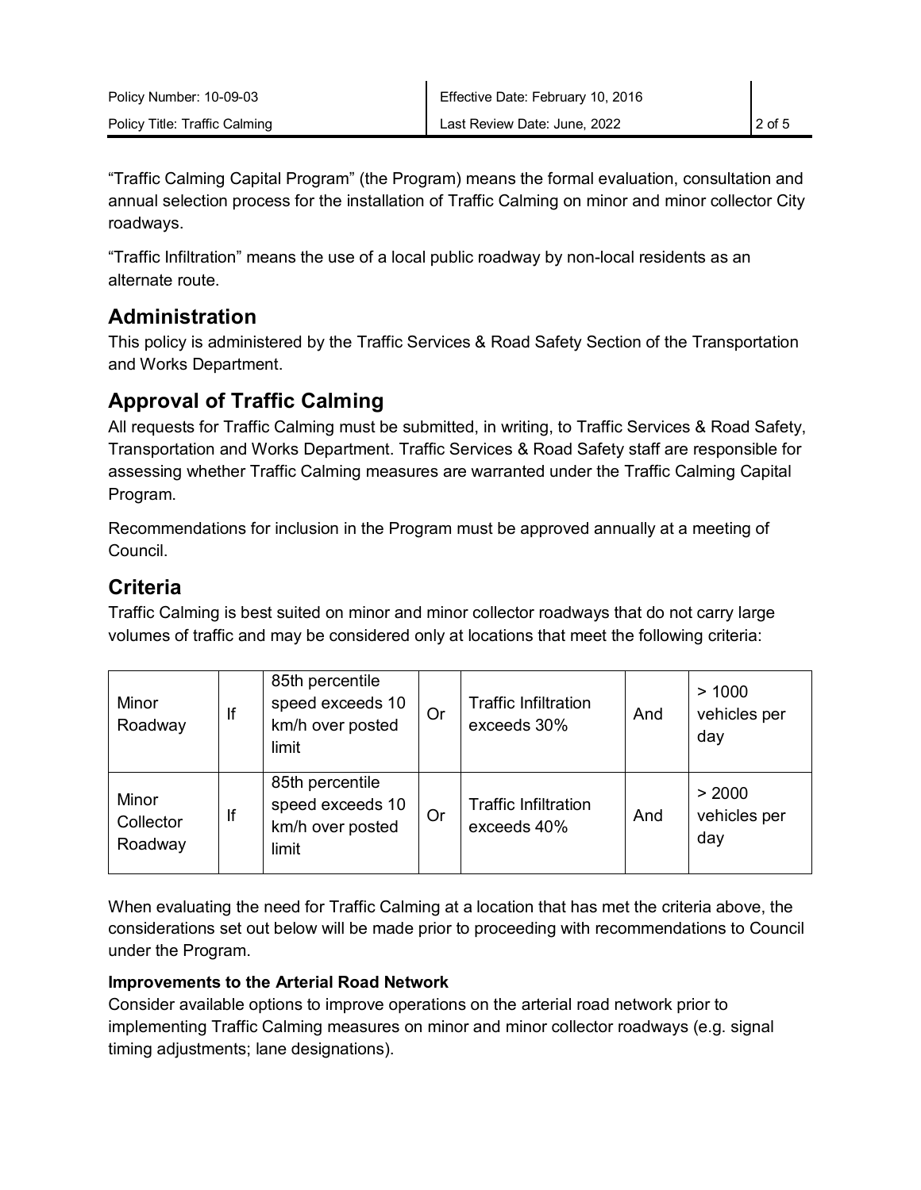"Traffic Calming Capital Program" (the Program) means the formal evaluation, consultation and annual selection process for the installation of Traffic Calming on minor and minor collector City roadways.

"Traffic Infiltration" means the use of a local public roadway by non-local residents as an alternate route.

## Administration

This policy is administered by the Traffic Services & Road Safety Section of the Transportation and Works Department.

## Approval of Traffic Calming

All requests for Traffic Calming must be submitted, in writing, to Traffic Services & Road Safety, Transportation and Works Department. Traffic Services & Road Safety staff are responsible for assessing whether Traffic Calming measures are warranted under the Traffic Calming Capital Program.

Recommendations for inclusion in the Program must be approved annually at a meeting of Council.

## Criteria

Traffic Calming is best suited on minor and minor collector roadways that do not carry large volumes of traffic and may be considered only at locations that meet the following criteria:

| | | | | | | |
|---|---|---|---|---|---|---|
| Minor Roadway | If | 85th percentile speed exceeds 10 km/h over posted limit | Or | Traffic Infiltration exceeds 30% | And | > 1000 vehicles per day |
| Minor Collector Roadway | If | 85th percentile speed exceeds 10 km/h over posted limit | Or | Traffic Infiltration exceeds 40% | And | > 2000 vehicles per day |

When evaluating the need for Traffic Calming at a location that has met the criteria above, the considerations set out below will be made prior to proceeding with recommendations to Council under the Program.

**Improvements to the Arterial Road Network**

Consider available options to improve operations on the arterial road network prior to implementing Traffic Calming measures on minor and minor collector roadways (e.g. signal timing adjustments; lane designations).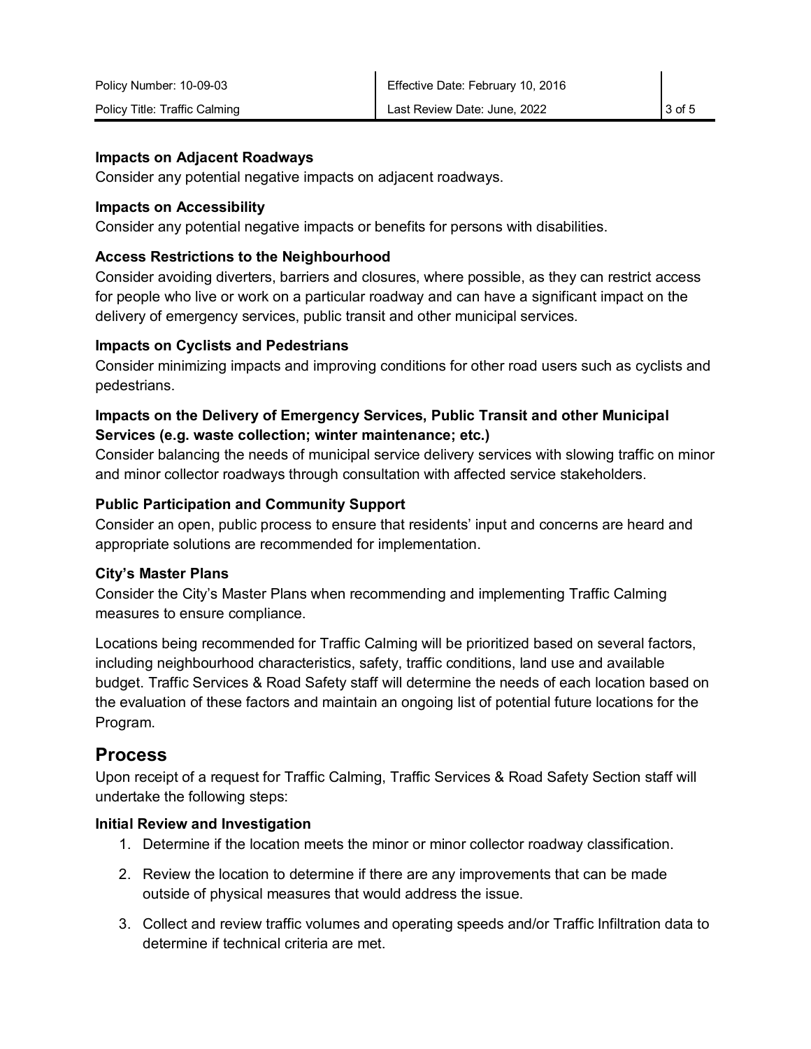### Impacts on Adjacent Roadways

Consider any potential negative impacts on adjacent roadways.

### Impacts on Accessibility

Consider any potential negative impacts or benefits for persons with disabilities.

### Access Restrictions to the Neighbourhood

Consider avoiding diverters, barriers and closures, where possible, as they can restrict access for people who live or work on a particular roadway and can have a significant impact on the delivery of emergency services, public transit and other municipal services.

### Impacts on Cyclists and Pedestrians

Consider minimizing impacts and improving conditions for other road users such as cyclists and pedestrians.

### Impacts on the Delivery of Emergency Services, Public Transit and other Municipal Services (e.g. waste collection; winter maintenance; etc.)

Consider balancing the needs of municipal service delivery services with slowing traffic on minor and minor collector roadways through consultation with affected service stakeholders.

### Public Participation and Community Support

Consider an open, public process to ensure that residents' input and concerns are heard and appropriate solutions are recommended for implementation.

### City's Master Plans

Consider the City's Master Plans when recommending and implementing Traffic Calming measures to ensure compliance.

Locations being recommended for Traffic Calming will be prioritized based on several factors, including neighbourhood characteristics, safety, traffic conditions, land use and available budget. Traffic Services & Road Safety staff will determine the needs of each location based on the evaluation of these factors and maintain an ongoing list of potential future locations for the Program.

## Process

Upon receipt of a request for Traffic Calming, Traffic Services & Road Safety Section staff will undertake the following steps:

### Initial Review and Investigation

1. Determine if the location meets the minor or minor collector roadway classification.
2. Review the location to determine if there are any improvements that can be made outside of physical measures that would address the issue.
3. Collect and review traffic volumes and operating speeds and/or Traffic Infiltration data to determine if technical criteria are met.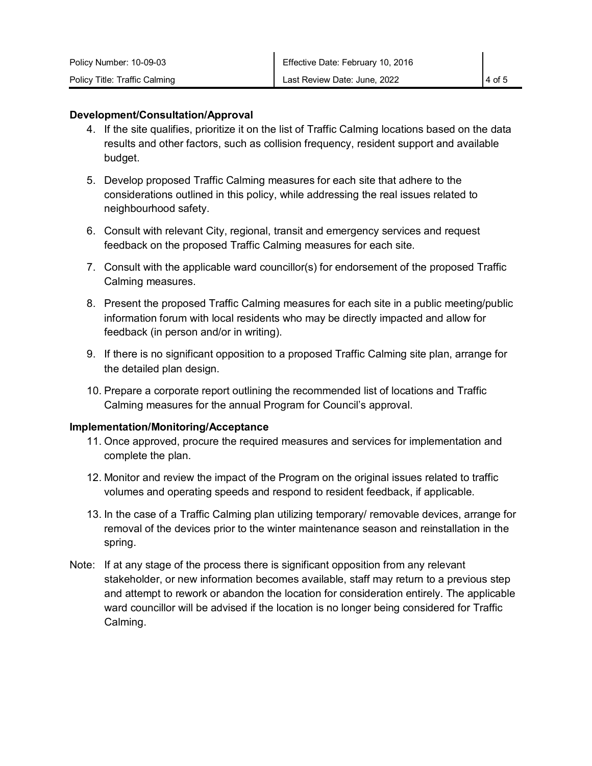**Development/Consultation/Approval**

4. If the site qualifies, prioritize it on the list of Traffic Calming locations based on the data results and other factors, such as collision frequency, resident support and available budget.

5. Develop proposed Traffic Calming measures for each site that adhere to the considerations outlined in this policy, while addressing the real issues related to neighbourhood safety.

6. Consult with relevant City, regional, transit and emergency services and request feedback on the proposed Traffic Calming measures for each site.

7. Consult with the applicable ward councillor(s) for endorsement of the proposed Traffic Calming measures.

8. Present the proposed Traffic Calming measures for each site in a public meeting/public information forum with local residents who may be directly impacted and allow for feedback (in person and/or in writing).

9. If there is no significant opposition to a proposed Traffic Calming site plan, arrange for the detailed plan design.

10. Prepare a corporate report outlining the recommended list of locations and Traffic Calming measures for the annual Program for Council's approval.

**Implementation/Monitoring/Acceptance**

11. Once approved, procure the required measures and services for implementation and complete the plan.

12. Monitor and review the impact of the Program on the original issues related to traffic volumes and operating speeds and respond to resident feedback, if applicable.

13. In the case of a Traffic Calming plan utilizing temporary/ removable devices, arrange for removal of the devices prior to the winter maintenance season and reinstallation in the spring.

Note: If at any stage of the process there is significant opposition from any relevant stakeholder, or new information becomes available, staff may return to a previous step and attempt to rework or abandon the location for consideration entirely. The applicable ward councillor will be advised if the location is no longer being considered for Traffic Calming.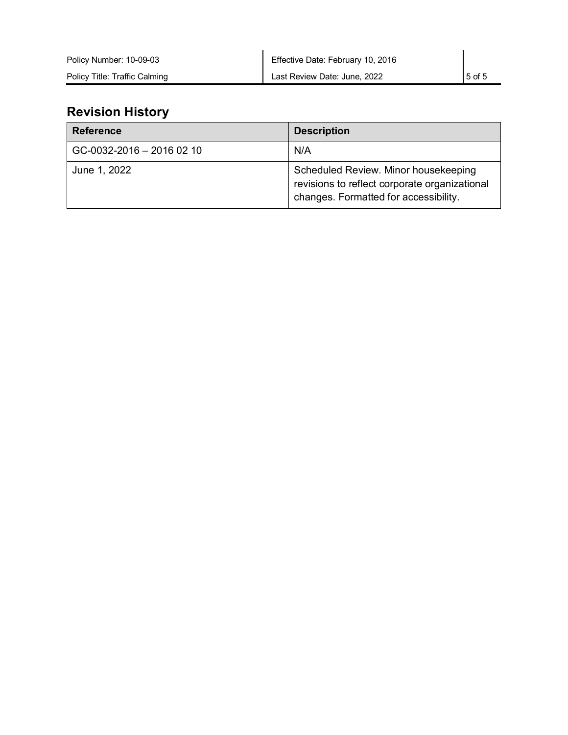## Revision History

| Reference | Description |
| --- | --- |
| GC-0032-2016 – 2016 02 10 | N/A |
| June 1, 2022 | Scheduled Review. Minor housekeeping revisions to reflect corporate organizational changes. Formatted for accessibility. |